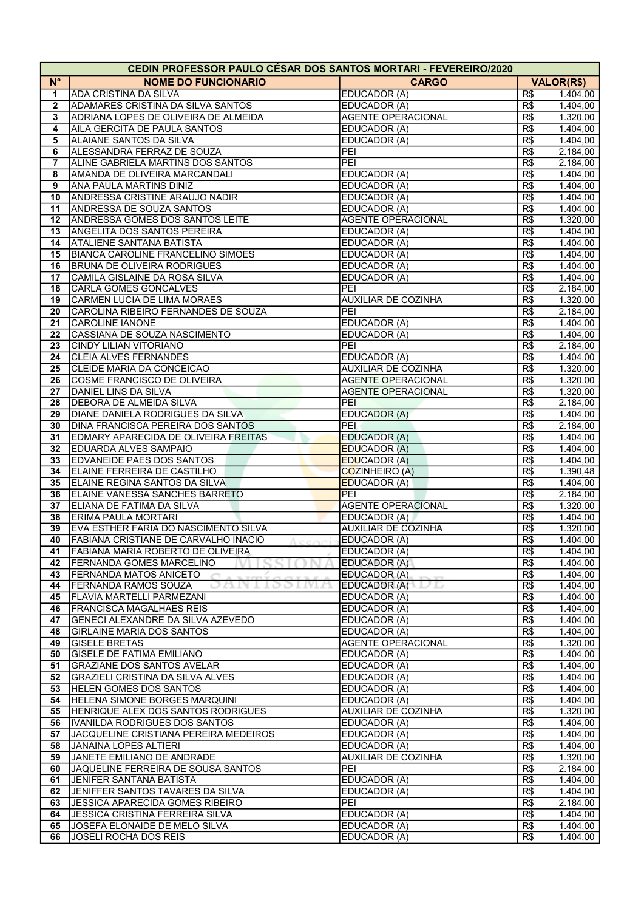| CEDIN PROFESSOR PAULO CÉSAR DOS SANTOS MORTARI - FEVEREIRO/2020 | | | |
|---|---|---|---|
| **N°** | **NOME DO FUNCIONARIO** | **CARGO** | **VALOR(R$)** |
| 1 | ADA CRISTINA DA SILVA | EDUCADOR (A) | R$ 1.404,00 |
| 2 | ADAMARES CRISTINA DA SILVA SANTOS | EDUCADOR (A) | R$ 1.404,00 |
| 3 | ADRIANA LOPES DE OLIVEIRA DE ALMEIDA | AGENTE OPERACIONAL | R$ 1.320,00 |
| 4 | AILA GERCITA DE PAULA SANTOS | EDUCADOR (A) | R$ 1.404,00 |
| 5 | ALAIANE SANTOS DA SILVA | EDUCADOR (A) | R$ 1.404,00 |
| 6 | ALESSANDRA FERRAZ DE SOUZA | PEI | R$ 2.184,00 |
| 7 | ALINE GABRIELA MARTINS DOS SANTOS | PEI | R$ 2.184,00 |
| 8 | AMANDA DE OLIVEIRA MARCANDALI | EDUCADOR (A) | R$ 1.404,00 |
| 9 | ANA PAULA MARTINS DINIZ | EDUCADOR (A) | R$ 1.404,00 |
| 10 | ANDRESSA CRISTINE ARAUJO NADIR | EDUCADOR (A) | R$ 1.404,00 |
| 11 | ANDRESSA DE SOUZA SANTOS | EDUCADOR (A) | R$ 1.404,00 |
| 12 | ANDRESSA GOMES DOS SANTOS LEITE | AGENTE OPERACIONAL | R$ 1.320,00 |
| 13 | ANGELITA DOS SANTOS PEREIRA | EDUCADOR (A) | R$ 1.404,00 |
| 14 | ATALIENE SANTANA BATISTA | EDUCADOR (A) | R$ 1.404,00 |
| 15 | BIANCA CAROLINE FRANCELINO SIMOES | EDUCADOR (A) | R$ 1.404,00 |
| 16 | BRUNA DE OLIVEIRA RODRIGUES | EDUCADOR (A) | R$ 1.404,00 |
| 17 | CAMILA GISLAINE DA ROSA SILVA | EDUCADOR (A) | R$ 1.404,00 |
| 18 | CARLA GOMES GONCALVES | PEI | R$ 2.184,00 |
| 19 | CARMEN LUCIA DE LIMA MORAES | AUXILIAR DE COZINHA | R$ 1.320,00 |
| 20 | CAROLINA RIBEIRO FERNANDES DE SOUZA | PEI | R$ 2.184,00 |
| 21 | CAROLINE IANONE | EDUCADOR (A) | R$ 1.404,00 |
| 22 | CASSIANA DE SOUZA NASCIMENTO | EDUCADOR (A) | R$ 1.404,00 |
| 23 | CINDY LILIAN VITORIANO | PEI | R$ 2.184,00 |
| 24 | CLEIA ALVES FERNANDES | EDUCADOR (A) | R$ 1.404,00 |
| 25 | CLEIDE MARIA DA CONCEICAO | AUXILIAR DE COZINHA | R$ 1.320,00 |
| 26 | COSME FRANCISCO DE OLIVEIRA | AGENTE OPERACIONAL | R$ 1.320,00 |
| 27 | DANIEL LINS DA SILVA | AGENTE OPERACIONAL | R$ 1.320,00 |
| 28 | DEBORA DE ALMEIDA SILVA | PEI | R$ 2.184,00 |
| 29 | DIANE DANIELA RODRIGUES DA SILVA | EDUCADOR (A) | R$ 1.404,00 |
| 30 | DINA FRANCISCA PEREIRA DOS SANTOS | PEI | R$ 2.184,00 |
| 31 | EDMARY APARECIDA DE OLIVEIRA FREITAS | EDUCADOR (A) | R$ 1.404,00 |
| 32 | EDUARDA ALVES SAMPAIO | EDUCADOR (A) | R$ 1.404,00 |
| 33 | EDVANEIDE PAES DOS SANTOS | EDUCADOR (A) | R$ 1.404,00 |
| 34 | ELAINE FERREIRA DE CASTILHO | COZINHEIRO (A) | R$ 1.390,48 |
| 35 | ELAINE REGINA SANTOS DA SILVA | EDUCADOR (A) | R$ 1.404,00 |
| 36 | ELAINE VANESSA SANCHES BARRETO | PEI | R$ 2.184,00 |
| 37 | ELIANA DE FATIMA DA SILVA | AGENTE OPERACIONAL | R$ 1.320,00 |
| 38 | ERIMA PAULA MORTARI | EDUCADOR (A) | R$ 1.404,00 |
| 39 | EVA ESTHER FARIA DO NASCIMENTO SILVA | AUXILIAR DE COZINHA | R$ 1.320,00 |
| 40 | FABIANA CRISTIANE DE CARVALHO INACIO | EDUCADOR (A) | R$ 1.404,00 |
| 41 | FABIANA MARIA ROBERTO DE OLIVEIRA | EDUCADOR (A) | R$ 1.404,00 |
| 42 | FERNANDA GOMES MARCELINO | EDUCADOR (A) | R$ 1.404,00 |
| 43 | FERNANDA MATOS ANICETO | EDUCADOR (A) | R$ 1.404,00 |
| 44 | FERNANDA RAMOS SOUZA | EDUCADOR (A) | R$ 1.404,00 |
| 45 | FLAVIA MARTELLI PARMEZANI | EDUCADOR (A) | R$ 1.404,00 |
| 46 | FRANCISCA MAGALHAES REIS | EDUCADOR (A) | R$ 1.404,00 |
| 47 | GENECI ALEXANDRE DA SILVA AZEVEDO | EDUCADOR (A) | R$ 1.404,00 |
| 48 | GIRLAINE MARIA DOS SANTOS | EDUCADOR (A) | R$ 1.404,00 |
| 49 | GISELE BRETAS | AGENTE OPERACIONAL | R$ 1.320,00 |
| 50 | GISELE DE FATIMA EMILIANO | EDUCADOR (A) | R$ 1.404,00 |
| 51 | GRAZIANE DOS SANTOS AVELAR | EDUCADOR (A) | R$ 1.404,00 |
| 52 | GRAZIELI CRISTINA DA SILVA ALVES | EDUCADOR (A) | R$ 1.404,00 |
| 53 | HELEN GOMES DOS SANTOS | EDUCADOR (A) | R$ 1.404,00 |
| 54 | HELENA SIMONE BORGES MARQUINI | EDUCADOR (A) | R$ 1.404,00 |
| 55 | HENRIQUE ALEX DOS SANTOS RODRIGUES | AUXILIAR DE COZINHA | R$ 1.320,00 |
| 56 | IVANILDA RODRIGUES DOS SANTOS | EDUCADOR (A) | R$ 1.404,00 |
| 57 | JACQUELINE CRISTIANA PEREIRA MEDEIROS | EDUCADOR (A) | R$ 1.404,00 |
| 58 | JANAINA LOPES ALTIERI | EDUCADOR (A) | R$ 1.404,00 |
| 59 | JANETE EMILIANO DE ANDRADE | AUXILIAR DE COZINHA | R$ 1.320,00 |
| 60 | JAQUELINE FERREIRA DE SOUSA SANTOS | PEI | R$ 2.184,00 |
| 61 | JENIFER SANTANA BATISTA | EDUCADOR (A) | R$ 1.404,00 |
| 62 | JENIFFER SANTOS TAVARES DA SILVA | EDUCADOR (A) | R$ 1.404,00 |
| 63 | JESSICA APARECIDA GOMES RIBEIRO | PEI | R$ 2.184,00 |
| 64 | JESSICA CRISTINA FERREIRA SILVA | EDUCADOR (A) | R$ 1.404,00 |
| 65 | JOSEFA ELONAIDE DE MELO SILVA | EDUCADOR (A) | R$ 1.404,00 |
| 66 | JOSELI ROCHA DOS REIS | EDUCADOR (A) | R$ 1.404,00 |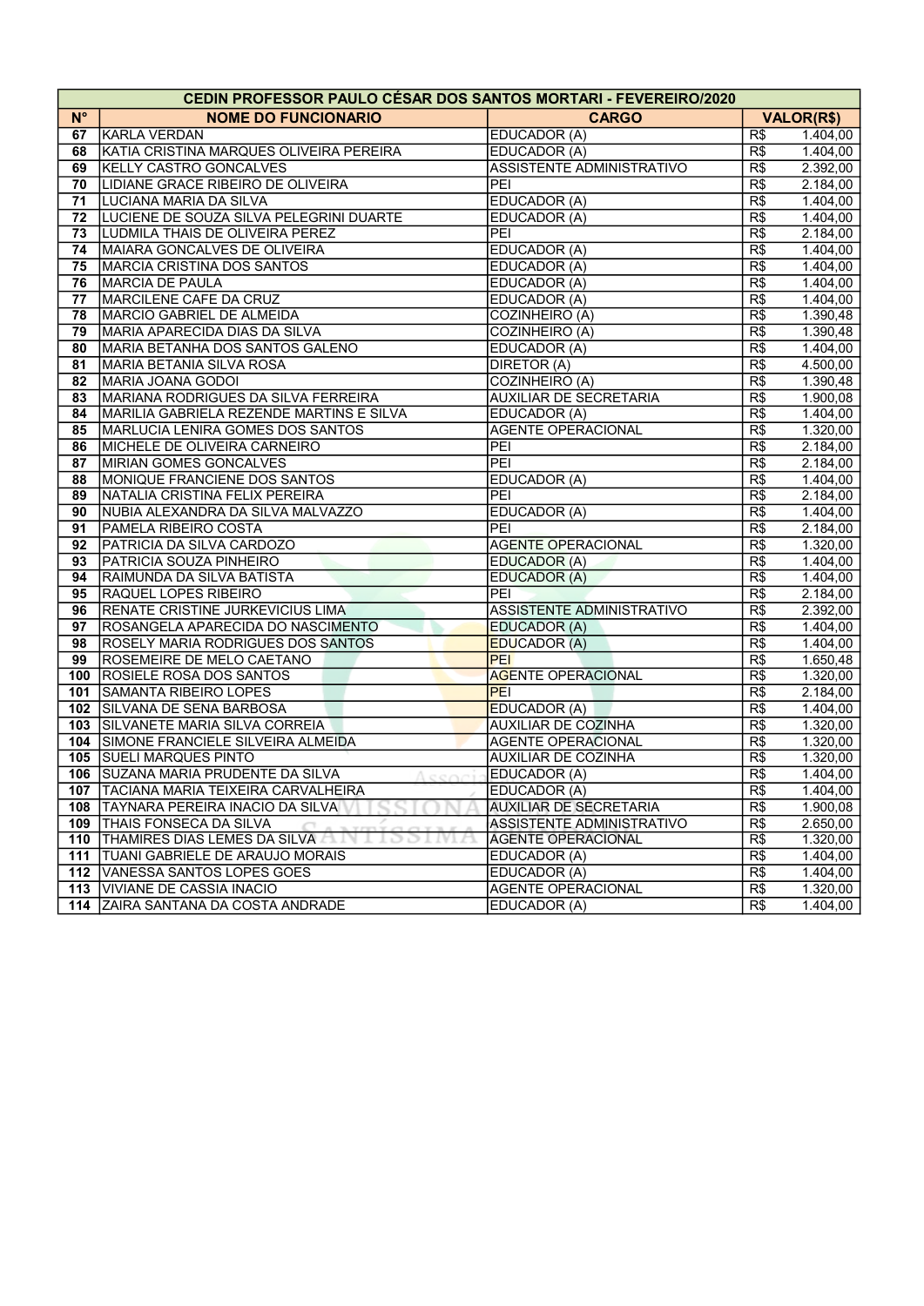| CEDIN PROFESSOR PAULO CÉSAR DOS SANTOS MORTARI - FEVEREIRO/2020 | | | |
|---|---|---|---|
| **N°** | **NOME DO FUNCIONARIO** | **CARGO** | **VALOR(R$)** |
| 67 | KARLA VERDAN | EDUCADOR (A) | R$ 1.404,00 |
| 68 | KATIA CRISTINA MARQUES OLIVEIRA PEREIRA | EDUCADOR (A) | R$ 1.404,00 |
| 69 | KELLY CASTRO GONCALVES | ASSISTENTE ADMINISTRATIVO | R$ 2.392,00 |
| 70 | LIDIANE GRACE RIBEIRO DE OLIVEIRA | PEI | R$ 2.184,00 |
| 71 | LUCIANA MARIA DA SILVA | EDUCADOR (A) | R$ 1.404,00 |
| 72 | LUCIENE DE SOUZA SILVA PELEGRINI DUARTE | EDUCADOR (A) | R$ 1.404,00 |
| 73 | LUDMILA THAIS DE OLIVEIRA PEREZ | PEI | R$ 2.184,00 |
| 74 | MAIARA GONCALVES DE OLIVEIRA | EDUCADOR (A) | R$ 1.404,00 |
| 75 | MARCIA CRISTINA DOS SANTOS | EDUCADOR (A) | R$ 1.404,00 |
| 76 | MARCIA DE PAULA | EDUCADOR (A) | R$ 1.404,00 |
| 77 | MARCILENE CAFE DA CRUZ | EDUCADOR (A) | R$ 1.404,00 |
| 78 | MARCIO GABRIEL DE ALMEIDA | COZINHEIRO (A) | R$ 1.390,48 |
| 79 | MARIA APARECIDA DIAS DA SILVA | COZINHEIRO (A) | R$ 1.390,48 |
| 80 | MARIA BETANHA DOS SANTOS GALENO | EDUCADOR (A) | R$ 1.404,00 |
| 81 | MARIA BETANIA SILVA ROSA | DIRETOR (A) | R$ 4.500,00 |
| 82 | MARIA JOANA GODOI | COZINHEIRO (A) | R$ 1.390,48 |
| 83 | MARIANA RODRIGUES DA SILVA FERREIRA | AUXILIAR DE SECRETARIA | R$ 1.900,08 |
| 84 | MARILIA GABRIELA REZENDE MARTINS E SILVA | EDUCADOR (A) | R$ 1.404,00 |
| 85 | MARLUCIA LENIRA GOMES DOS SANTOS | AGENTE OPERACIONAL | R$ 1.320,00 |
| 86 | MICHELE DE OLIVEIRA CARNEIRO | PEI | R$ 2.184,00 |
| 87 | MIRIAN GOMES GONCALVES | PEI | R$ 2.184,00 |
| 88 | MONIQUE FRANCIENE DOS SANTOS | EDUCADOR (A) | R$ 1.404,00 |
| 89 | NATALIA CRISTINA FELIX PEREIRA | PEI | R$ 2.184,00 |
| 90 | NUBIA ALEXANDRA DA SILVA MALVAZZO | EDUCADOR (A) | R$ 1.404,00 |
| 91 | PAMELA RIBEIRO COSTA | PEI | R$ 2.184,00 |
| 92 | PATRICIA DA SILVA CARDOZO | AGENTE OPERACIONAL | R$ 1.320,00 |
| 93 | PATRICIA SOUZA PINHEIRO | EDUCADOR (A) | R$ 1.404,00 |
| 94 | RAIMUNDA DA SILVA BATISTA | EDUCADOR (A) | R$ 1.404,00 |
| 95 | RAQUEL LOPES RIBEIRO | PEI | R$ 2.184,00 |
| 96 | RENATE CRISTINE JURKEVICIUS LIMA | ASSISTENTE ADMINISTRATIVO | R$ 2.392,00 |
| 97 | ROSANGELA APARECIDA DO NASCIMENTO | EDUCADOR (A) | R$ 1.404,00 |
| 98 | ROSELY MARIA RODRIGUES DOS SANTOS | EDUCADOR (A) | R$ 1.404,00 |
| 99 | ROSEMEIRE DE MELO CAETANO | PEI | R$ 1.650,48 |
| 100 | ROSIELE ROSA DOS SANTOS | AGENTE OPERACIONAL | R$ 1.320,00 |
| 101 | SAMANTA RIBEIRO LOPES | PEI | R$ 2.184,00 |
| 102 | SILVANA DE SENA BARBOSA | EDUCADOR (A) | R$ 1.404,00 |
| 103 | SILVANETE MARIA SILVA CORREIA | AUXILIAR DE COZINHA | R$ 1.320,00 |
| 104 | SIMONE FRANCIELE SILVEIRA ALMEIDA | AGENTE OPERACIONAL | R$ 1.320,00 |
| 105 | SUELI MARQUES PINTO | AUXILIAR DE COZINHA | R$ 1.320,00 |
| 106 | SUZANA MARIA PRUDENTE DA SILVA | EDUCADOR (A) | R$ 1.404,00 |
| 107 | TACIANA MARIA TEIXEIRA CARVALHEIRA | EDUCADOR (A) | R$ 1.404,00 |
| 108 | TAYNARA PEREIRA INACIO DA SILVA | AUXILIAR DE SECRETARIA | R$ 1.900,08 |
| 109 | THAIS FONSECA DA SILVA | ASSISTENTE ADMINISTRATIVO | R$ 2.650,00 |
| 110 | THAMIRES DIAS LEMES DA SILVA | AGENTE OPERACIONAL | R$ 1.320,00 |
| 111 | TUANI GABRIELE DE ARAUJO MORAIS | EDUCADOR (A) | R$ 1.404,00 |
| 112 | VANESSA SANTOS LOPES GOES | EDUCADOR (A) | R$ 1.404,00 |
| 113 | VIVIANE DE CASSIA INACIO | AGENTE OPERACIONAL | R$ 1.320,00 |
| 114 | ZAIRA SANTANA DA COSTA ANDRADE | EDUCADOR (A) | R$ 1.404,00 |